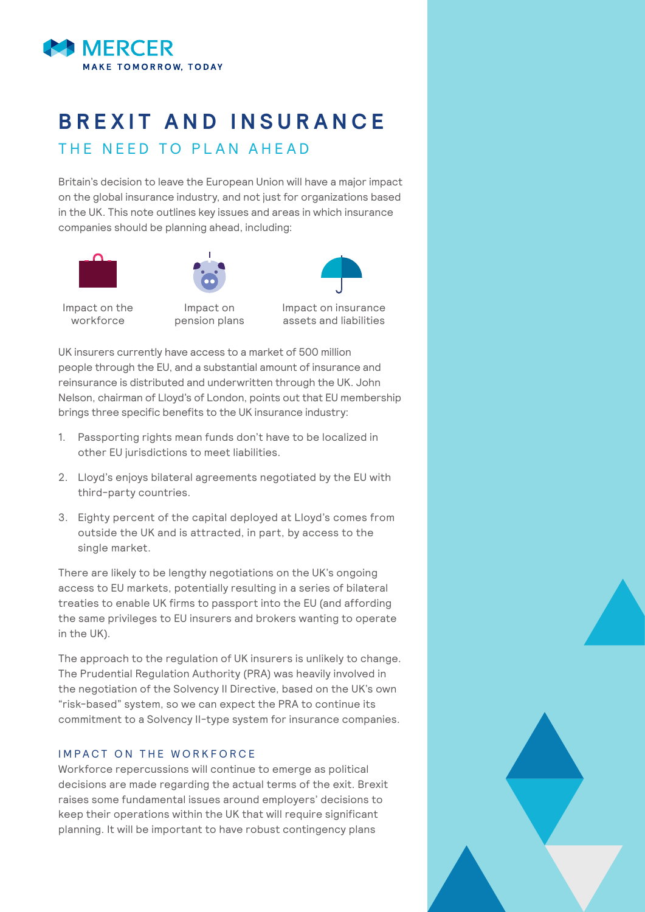MERCER

MAKE TOMORROW, TODAY

# BREXIT AND INSURANCE

## THE NEED TO PLAN AHEAD

Britain's decision to leave the European Union will have a major impact on the global insurance industry, and not just for organizations based in the UK. This note outlines key issues and areas in which insurance companies should be planning ahead, including:

- Impact on the workforce
- Impact on pension plans
- Impact on insurance assets and liabilities

UK insurers currently have access to a market of 500 million people through the EU, and a substantial amount of insurance and reinsurance is distributed and underwritten through the UK. John Nelson, chairman of Lloyd's of London, points out that EU membership brings three specific benefits to the UK insurance industry:

1. Passporting rights mean funds don't have to be localized in other EU jurisdictions to meet liabilities.
2. Lloyd's enjoys bilateral agreements negotiated by the EU with third-party countries.
3. Eighty percent of the capital deployed at Lloyd's comes from outside the UK and is attracted, in part, by access to the single market.

There are likely to be lengthy negotiations on the UK's ongoing access to EU markets, potentially resulting in a series of bilateral treaties to enable UK firms to passport into the EU (and affording the same privileges to EU insurers and brokers wanting to operate in the UK).

The approach to the regulation of UK insurers is unlikely to change. The Prudential Regulation Authority (PRA) was heavily involved in the negotiation of the Solvency II Directive, based on the UK's own "risk-based" system, so we can expect the PRA to continue its commitment to a Solvency II-type system for insurance companies.

### IMPACT ON THE WORKFORCE

Workforce repercussions will continue to emerge as political decisions are made regarding the actual terms of the exit. Brexit raises some fundamental issues around employers' decisions to keep their operations within the UK that will require significant planning. It will be important to have robust contingency plans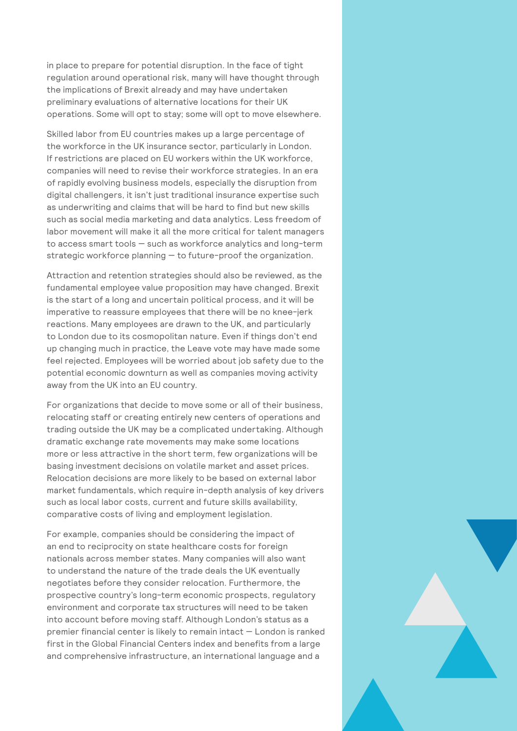in place to prepare for potential disruption. In the face of tight regulation around operational risk, many will have thought through the implications of Brexit already and may have undertaken preliminary evaluations of alternative locations for their UK operations. Some will opt to stay; some will opt to move elsewhere.

Skilled labor from EU countries makes up a large percentage of the workforce in the UK insurance sector, particularly in London. If restrictions are placed on EU workers within the UK workforce, companies will need to revise their workforce strategies. In an era of rapidly evolving business models, especially the disruption from digital challengers, it isn't just traditional insurance expertise such as underwriting and claims that will be hard to find but new skills such as social media marketing and data analytics. Less freedom of labor movement will make it all the more critical for talent managers to access smart tools — such as workforce analytics and long-term strategic workforce planning — to future-proof the organization.

Attraction and retention strategies should also be reviewed, as the fundamental employee value proposition may have changed. Brexit is the start of a long and uncertain political process, and it will be imperative to reassure employees that there will be no knee-jerk reactions. Many employees are drawn to the UK, and particularly to London due to its cosmopolitan nature. Even if things don't end up changing much in practice, the Leave vote may have made some feel rejected. Employees will be worried about job safety due to the potential economic downturn as well as companies moving activity away from the UK into an EU country.

For organizations that decide to move some or all of their business, relocating staff or creating entirely new centers of operations and trading outside the UK may be a complicated undertaking. Although dramatic exchange rate movements may make some locations more or less attractive in the short term, few organizations will be basing investment decisions on volatile market and asset prices. Relocation decisions are more likely to be based on external labor market fundamentals, which require in-depth analysis of key drivers such as local labor costs, current and future skills availability, comparative costs of living and employment legislation.

For example, companies should be considering the impact of an end to reciprocity on state healthcare costs for foreign nationals across member states. Many companies will also want to understand the nature of the trade deals the UK eventually negotiates before they consider relocation. Furthermore, the prospective country's long-term economic prospects, regulatory environment and corporate tax structures will need to be taken into account before moving staff. Although London's status as a premier financial center is likely to remain intact — London is ranked first in the Global Financial Centers index and benefits from a large and comprehensive infrastructure, an international language and a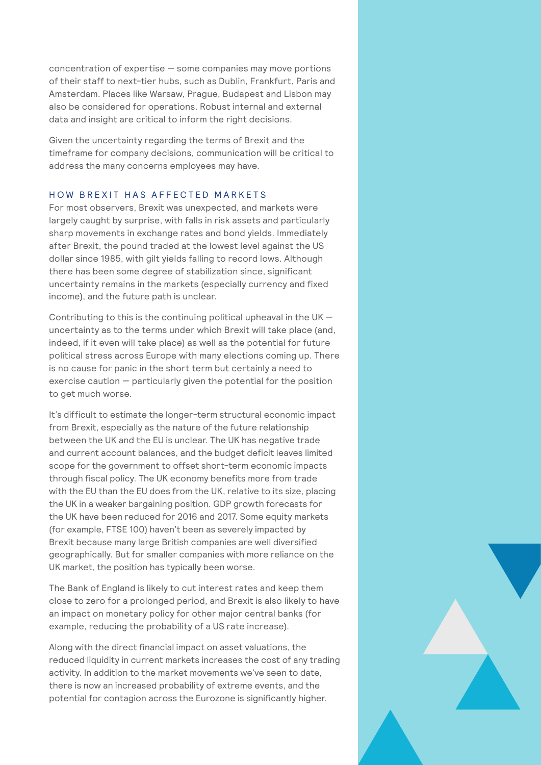concentration of expertise — some companies may move portions of their staff to next-tier hubs, such as Dublin, Frankfurt, Paris and Amsterdam. Places like Warsaw, Prague, Budapest and Lisbon may also be considered for operations. Robust internal and external data and insight are critical to inform the right decisions.

Given the uncertainty regarding the terms of Brexit and the timeframe for company decisions, communication will be critical to address the many concerns employees may have.

## HOW BREXIT HAS AFFECTED MARKETS

For most observers, Brexit was unexpected, and markets were largely caught by surprise, with falls in risk assets and particularly sharp movements in exchange rates and bond yields. Immediately after Brexit, the pound traded at the lowest level against the US dollar since 1985, with gilt yields falling to record lows. Although there has been some degree of stabilization since, significant uncertainty remains in the markets (especially currency and fixed income), and the future path is unclear.

Contributing to this is the continuing political upheaval in the UK — uncertainty as to the terms under which Brexit will take place (and, indeed, if it even will take place) as well as the potential for future political stress across Europe with many elections coming up. There is no cause for panic in the short term but certainly a need to exercise caution — particularly given the potential for the position to get much worse.

It's difficult to estimate the longer-term structural economic impact from Brexit, especially as the nature of the future relationship between the UK and the EU is unclear. The UK has negative trade and current account balances, and the budget deficit leaves limited scope for the government to offset short-term economic impacts through fiscal policy. The UK economy benefits more from trade with the EU than the EU does from the UK, relative to its size, placing the UK in a weaker bargaining position. GDP growth forecasts for the UK have been reduced for 2016 and 2017. Some equity markets (for example, FTSE 100) haven't been as severely impacted by Brexit because many large British companies are well diversified geographically. But for smaller companies with more reliance on the UK market, the position has typically been worse.

The Bank of England is likely to cut interest rates and keep them close to zero for a prolonged period, and Brexit is also likely to have an impact on monetary policy for other major central banks (for example, reducing the probability of a US rate increase).

Along with the direct financial impact on asset valuations, the reduced liquidity in current markets increases the cost of any trading activity. In addition to the market movements we've seen to date, there is now an increased probability of extreme events, and the potential for contagion across the Eurozone is significantly higher.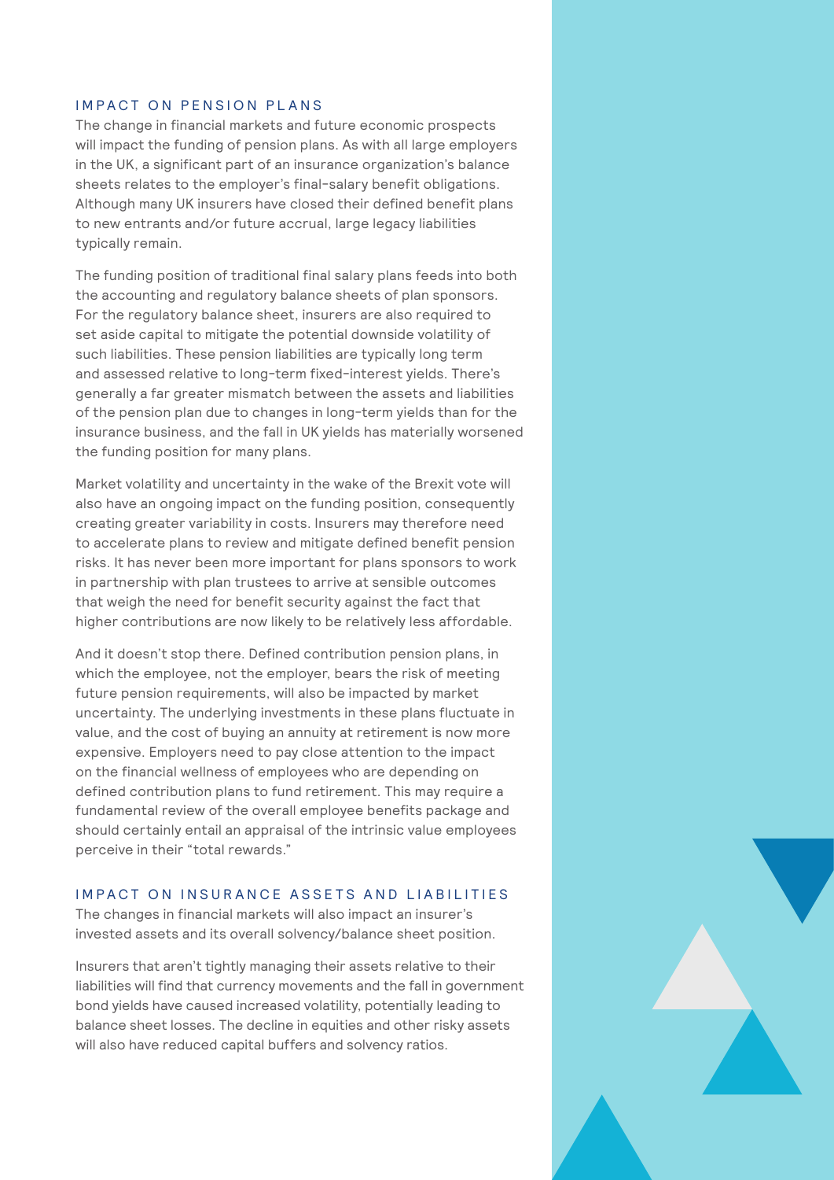## IMPACT ON PENSION PLANS

The change in financial markets and future economic prospects will impact the funding of pension plans. As with all large employers in the UK, a significant part of an insurance organization's balance sheets relates to the employer's final-salary benefit obligations. Although many UK insurers have closed their defined benefit plans to new entrants and/or future accrual, large legacy liabilities typically remain.

The funding position of traditional final salary plans feeds into both the accounting and regulatory balance sheets of plan sponsors. For the regulatory balance sheet, insurers are also required to set aside capital to mitigate the potential downside volatility of such liabilities. These pension liabilities are typically long term and assessed relative to long-term fixed-interest yields. There's generally a far greater mismatch between the assets and liabilities of the pension plan due to changes in long-term yields than for the insurance business, and the fall in UK yields has materially worsened the funding position for many plans.

Market volatility and uncertainty in the wake of the Brexit vote will also have an ongoing impact on the funding position, consequently creating greater variability in costs. Insurers may therefore need to accelerate plans to review and mitigate defined benefit pension risks. It has never been more important for plans sponsors to work in partnership with plan trustees to arrive at sensible outcomes that weigh the need for benefit security against the fact that higher contributions are now likely to be relatively less affordable.

And it doesn't stop there. Defined contribution pension plans, in which the employee, not the employer, bears the risk of meeting future pension requirements, will also be impacted by market uncertainty. The underlying investments in these plans fluctuate in value, and the cost of buying an annuity at retirement is now more expensive. Employers need to pay close attention to the impact on the financial wellness of employees who are depending on defined contribution plans to fund retirement. This may require a fundamental review of the overall employee benefits package and should certainly entail an appraisal of the intrinsic value employees perceive in their "total rewards."

## IMPACT ON INSURANCE ASSETS AND LIABILITIES

The changes in financial markets will also impact an insurer's invested assets and its overall solvency/balance sheet position.

Insurers that aren't tightly managing their assets relative to their liabilities will find that currency movements and the fall in government bond yields have caused increased volatility, potentially leading to balance sheet losses. The decline in equities and other risky assets will also have reduced capital buffers and solvency ratios.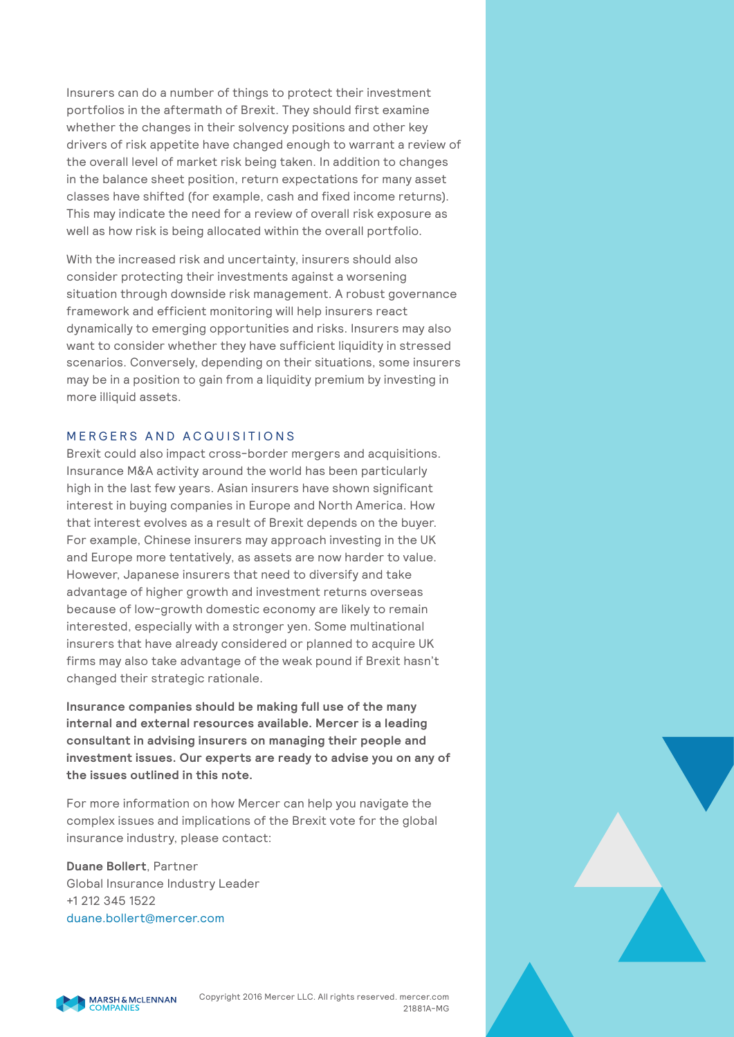Insurers can do a number of things to protect their investment portfolios in the aftermath of Brexit. They should first examine whether the changes in their solvency positions and other key drivers of risk appetite have changed enough to warrant a review of the overall level of market risk being taken. In addition to changes in the balance sheet position, return expectations for many asset classes have shifted (for example, cash and fixed income returns). This may indicate the need for a review of overall risk exposure as well as how risk is being allocated within the overall portfolio.

With the increased risk and uncertainty, insurers should also consider protecting their investments against a worsening situation through downside risk management. A robust governance framework and efficient monitoring will help insurers react dynamically to emerging opportunities and risks. Insurers may also want to consider whether they have sufficient liquidity in stressed scenarios. Conversely, depending on their situations, some insurers may be in a position to gain from a liquidity premium by investing in more illiquid assets.

## MERGERS AND ACQUISITIONS

Brexit could also impact cross-border mergers and acquisitions. Insurance M&A activity around the world has been particularly high in the last few years. Asian insurers have shown significant interest in buying companies in Europe and North America. How that interest evolves as a result of Brexit depends on the buyer. For example, Chinese insurers may approach investing in the UK and Europe more tentatively, as assets are now harder to value. However, Japanese insurers that need to diversify and take advantage of higher growth and investment returns overseas because of low-growth domestic economy are likely to remain interested, especially with a stronger yen. Some multinational insurers that have already considered or planned to acquire UK firms may also take advantage of the weak pound if Brexit hasn't changed their strategic rationale.

**Insurance companies should be making full use of the many internal and external resources available. Mercer is a leading consultant in advising insurers on managing their people and investment issues. Our experts are ready to advise you on any of the issues outlined in this note.**

For more information on how Mercer can help you navigate the complex issues and implications of the Brexit vote for the global insurance industry, please contact:

**Duane Bollert**, Partner
Global Insurance Industry Leader
+1 212 345 1522
duane.bollert@mercer.com

MARSH & McLENNAN COMPANIES

Copyright 2016 Mercer LLC. All rights reserved. mercer.com
21881A-MG